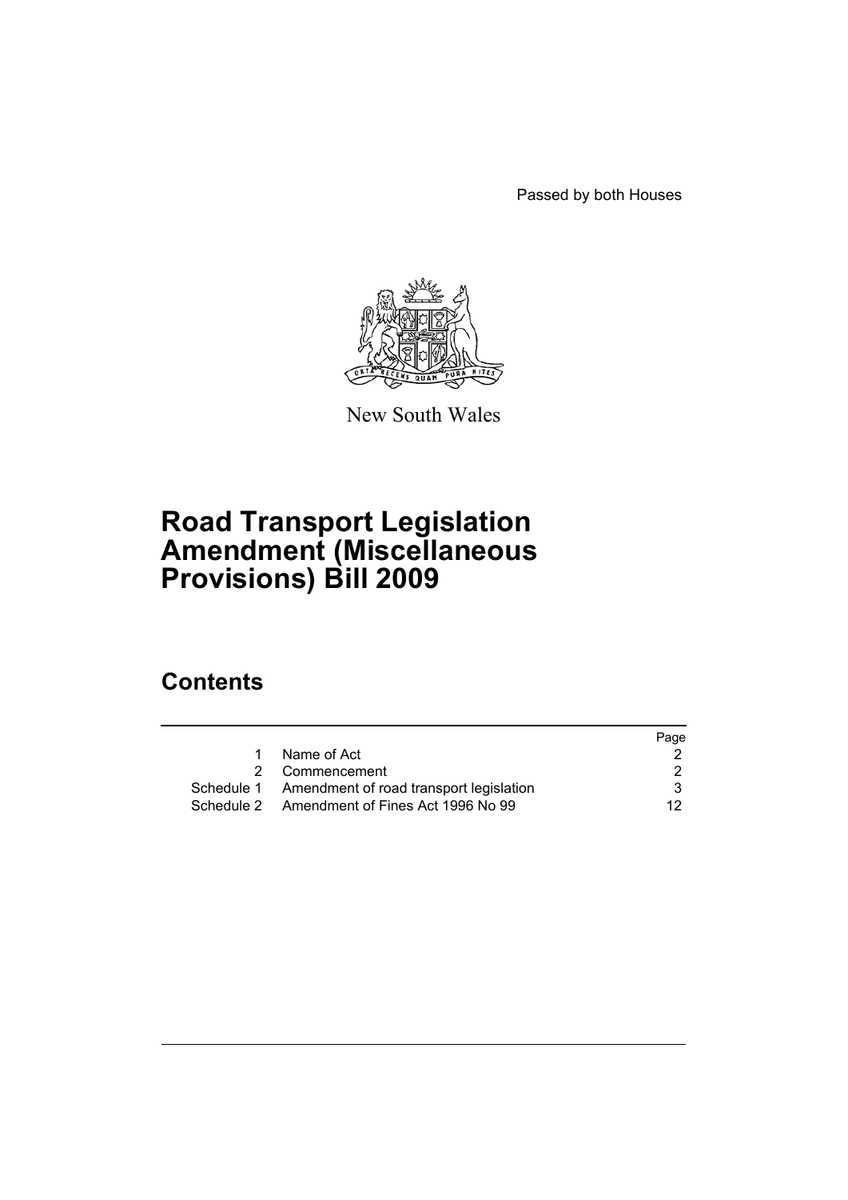Passed by both Houses

New South Wales

# Road Transport Legislation Amendment (Miscellaneous Provisions) Bill 2009

## Contents

| | | Page |
|---|---|---|
| 1 | Name of Act | 2 |
| 2 | Commencement | 2 |
| Schedule 1 | Amendment of road transport legislation | 3 |
| Schedule 2 | Amendment of Fines Act 1996 No 99 | 12 |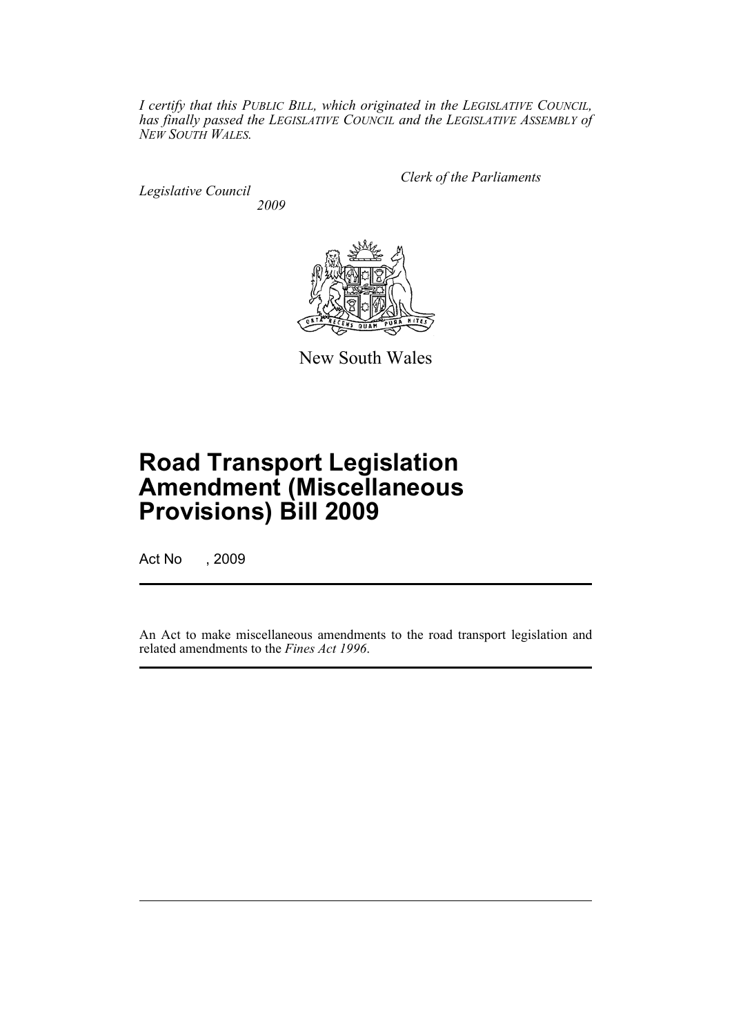*I certify that this PUBLIC BILL, which originated in the LEGISLATIVE COUNCIL, has finally passed the LEGISLATIVE COUNCIL and the LEGISLATIVE ASSEMBLY of NEW SOUTH WALES.*

*Clerk of the Parliaments*

*Legislative Council*
*2009*

New South Wales

# Road Transport Legislation Amendment (Miscellaneous Provisions) Bill 2009

Act No , 2009

An Act to make miscellaneous amendments to the road transport legislation and related amendments to the *Fines Act 1996*.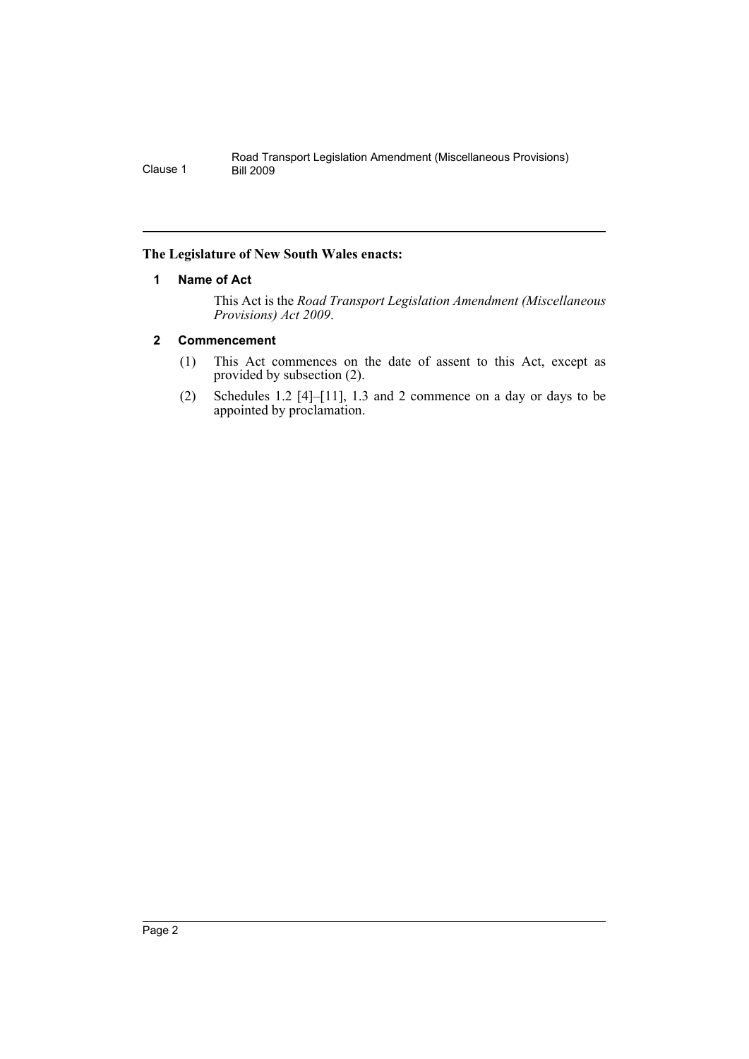**The Legislature of New South Wales enacts:**

## 1 Name of Act

This Act is the *Road Transport Legislation Amendment (Miscellaneous Provisions) Act 2009*.

## 2 Commencement

(1) This Act commences on the date of assent to this Act, except as provided by subsection (2).

(2) Schedules 1.2 [4]–[11], 1.3 and 2 commence on a day or days to be appointed by proclamation.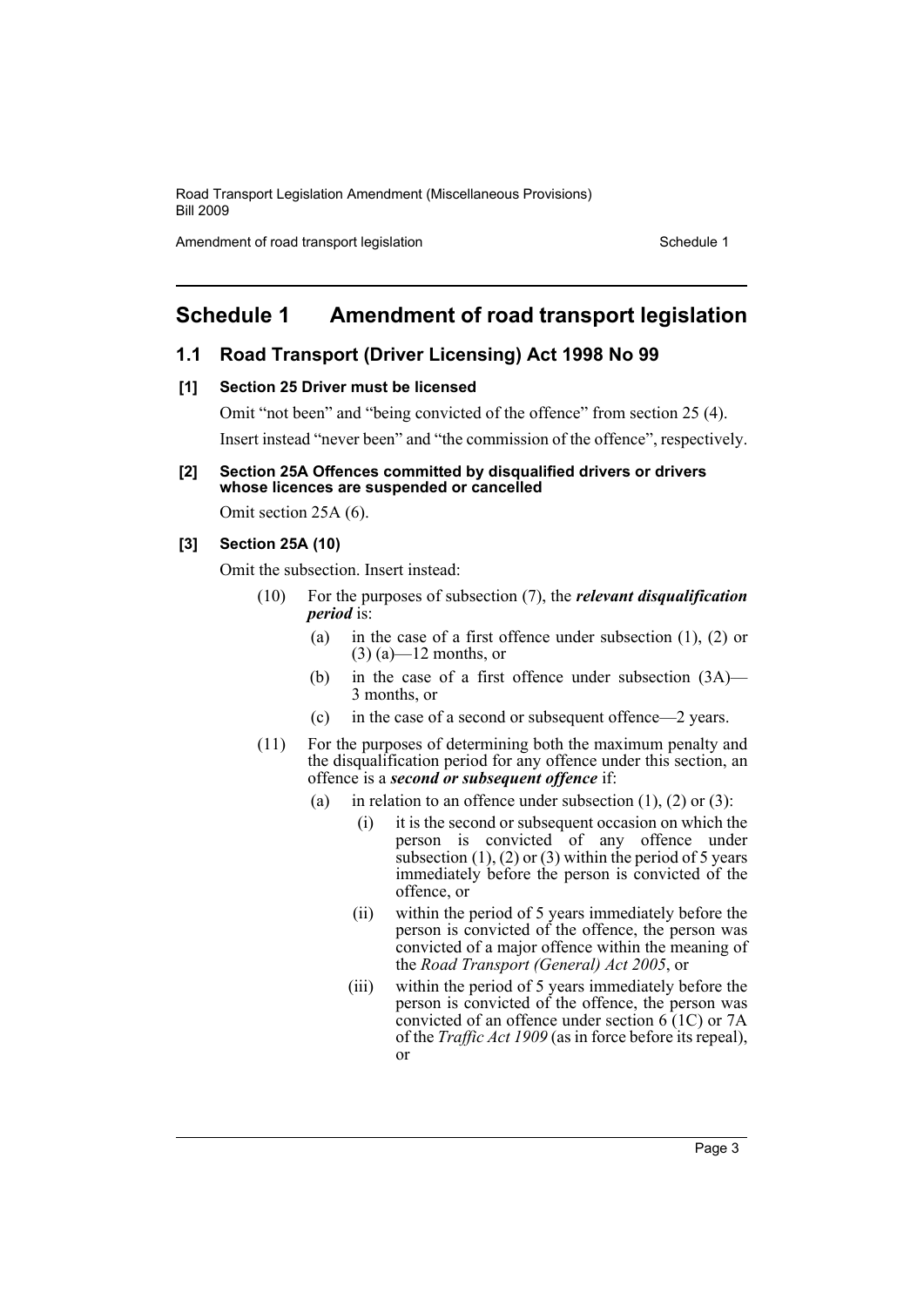# Schedule 1 Amendment of road transport legislation

## 1.1 Road Transport (Driver Licensing) Act 1998 No 99

### [1] Section 25 Driver must be licensed

Omit "not been" and "being convicted of the offence" from section 25 (4).

Insert instead "never been" and "the commission of the offence", respectively.

### [2] Section 25A Offences committed by disqualified drivers or drivers whose licences are suspended or cancelled

Omit section 25A (6).

### [3] Section 25A (10)

Omit the subsection. Insert instead:

(10) For the purposes of subsection (7), the ***relevant disqualification period*** is:

- (a) in the case of a first offence under subsection (1), (2) or (3) (a)—12 months, or
- (b) in the case of a first offence under subsection (3A)—3 months, or
- (c) in the case of a second or subsequent offence—2 years.

(11) For the purposes of determining both the maximum penalty and the disqualification period for any offence under this section, an offence is a ***second or subsequent offence*** if:

- (a) in relation to an offence under subsection (1), (2) or (3):
  - (i) it is the second or subsequent occasion on which the person is convicted of any offence under subsection (1), (2) or (3) within the period of 5 years immediately before the person is convicted of the offence, or
  - (ii) within the period of 5 years immediately before the person is convicted of the offence, the person was convicted of a major offence within the meaning of the *Road Transport (General) Act 2005*, or
  - (iii) within the period of 5 years immediately before the person is convicted of the offence, the person was convicted of an offence under section 6 (1C) or 7A of the *Traffic Act 1909* (as in force before its repeal), or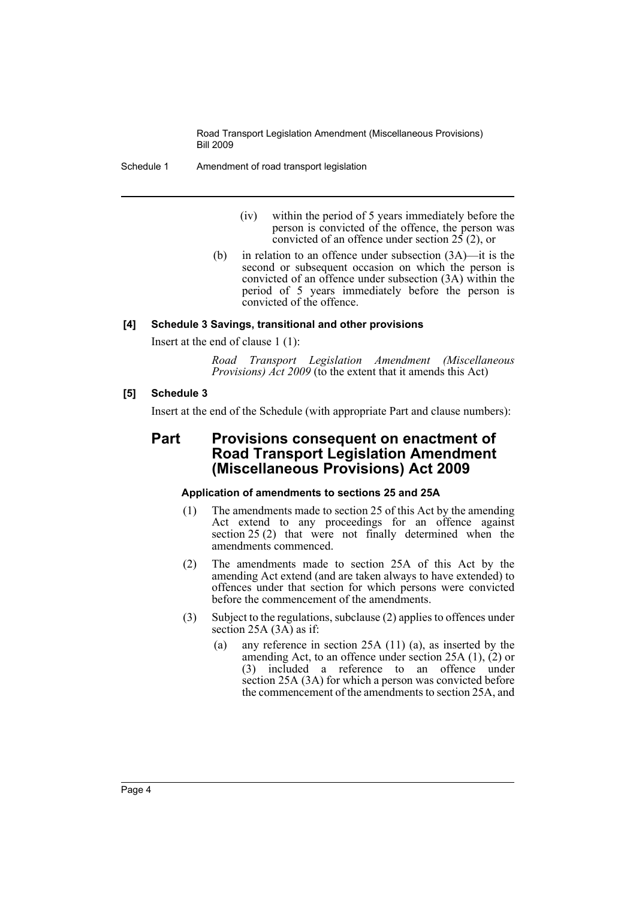(iv) within the period of 5 years immediately before the person is convicted of the offence, the person was convicted of an offence under section 25 (2), or

(b) in relation to an offence under subsection (3A)—it is the second or subsequent occasion on which the person is convicted of an offence under subsection (3A) within the period of 5 years immediately before the person is convicted of the offence.

**[4] Schedule 3 Savings, transitional and other provisions**

Insert at the end of clause 1 (1):

> *Road Transport Legislation Amendment (Miscellaneous Provisions) Act 2009* (to the extent that it amends this Act)

**[5] Schedule 3**

Insert at the end of the Schedule (with appropriate Part and clause numbers):

## Part Provisions consequent on enactment of Road Transport Legislation Amendment (Miscellaneous Provisions) Act 2009

**Application of amendments to sections 25 and 25A**

(1) The amendments made to section 25 of this Act by the amending Act extend to any proceedings for an offence against section 25 (2) that were not finally determined when the amendments commenced.

(2) The amendments made to section 25A of this Act by the amending Act extend (and are taken always to have extended) to offences under that section for which persons were convicted before the commencement of the amendments.

(3) Subject to the regulations, subclause (2) applies to offences under section 25A (3A) as if:

(a) any reference in section 25A (11) (a), as inserted by the amending Act, to an offence under section 25A (1), (2) or (3) included a reference to an offence under section 25A (3A) for which a person was convicted before the commencement of the amendments to section 25A, and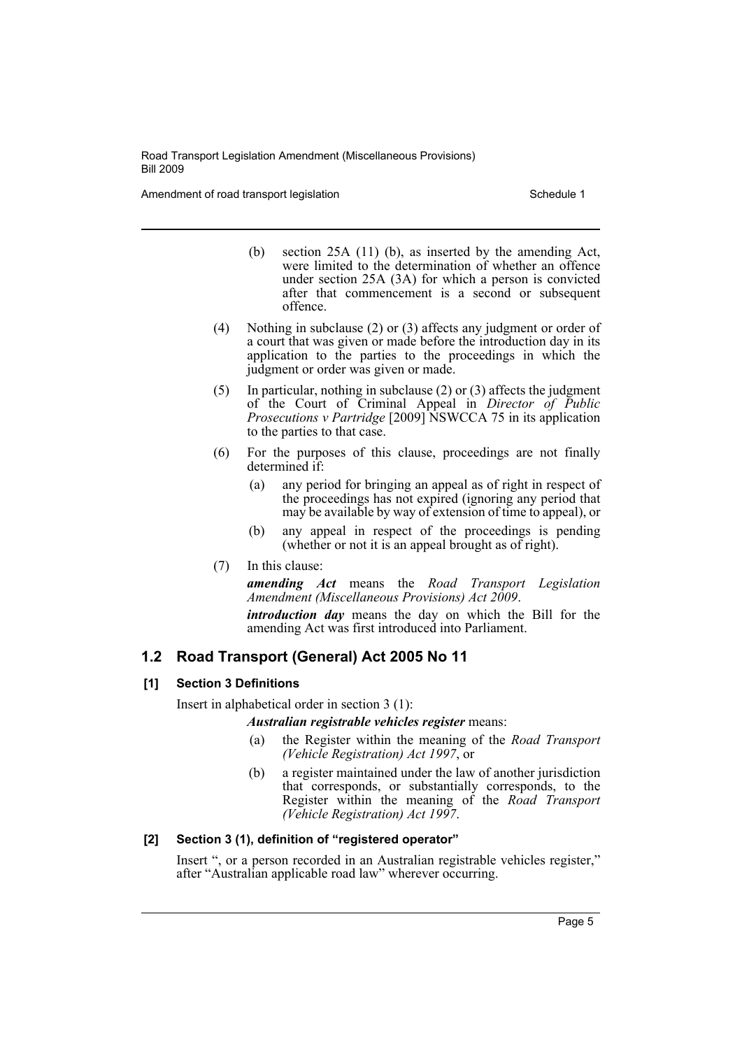(b) section 25A (11) (b), as inserted by the amending Act, were limited to the determination of whether an offence under section 25A (3A) for which a person is convicted after that commencement is a second or subsequent offence.

(4) Nothing in subclause (2) or (3) affects any judgment or order of a court that was given or made before the introduction day in its application to the parties to the proceedings in which the judgment or order was given or made.

(5) In particular, nothing in subclause (2) or (3) affects the judgment of the Court of Criminal Appeal in *Director of Public Prosecutions v Partridge* [2009] NSWCCA 75 in its application to the parties to that case.

(6) For the purposes of this clause, proceedings are not finally determined if:

(a) any period for bringing an appeal as of right in respect of the proceedings has not expired (ignoring any period that may be available by way of extension of time to appeal), or

(b) any appeal in respect of the proceedings is pending (whether or not it is an appeal brought as of right).

(7) In this clause:

***amending Act*** means the *Road Transport Legislation Amendment (Miscellaneous Provisions) Act 2009*.

***introduction day*** means the day on which the Bill for the amending Act was first introduced into Parliament.

## 1.2 Road Transport (General) Act 2005 No 11

### [1] Section 3 Definitions

Insert in alphabetical order in section 3 (1):

***Australian registrable vehicles register*** means:

(a) the Register within the meaning of the *Road Transport (Vehicle Registration) Act 1997*, or

(b) a register maintained under the law of another jurisdiction that corresponds, or substantially corresponds, to the Register within the meaning of the *Road Transport (Vehicle Registration) Act 1997*.

### [2] Section 3 (1), definition of "registered operator"

Insert ", or a person recorded in an Australian registrable vehicles register," after "Australian applicable road law" wherever occurring.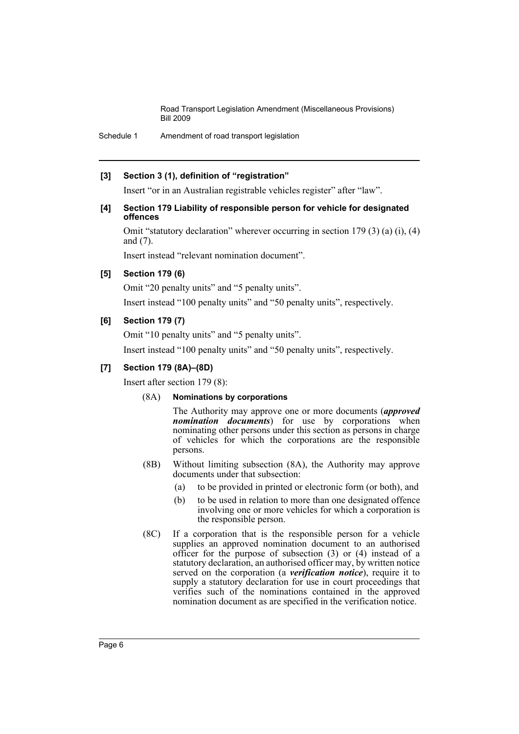**[3] Section 3 (1), definition of "registration"**

Insert "or in an Australian registrable vehicles register" after "law".

**[4] Section 179 Liability of responsible person for vehicle for designated offences**

Omit "statutory declaration" wherever occurring in section 179 (3) (a) (i), (4) and (7).

Insert instead "relevant nomination document".

**[5] Section 179 (6)**

Omit "20 penalty units" and "5 penalty units".

Insert instead "100 penalty units" and "50 penalty units", respectively.

**[6] Section 179 (7)**

Omit "10 penalty units" and "5 penalty units".

Insert instead "100 penalty units" and "50 penalty units", respectively.

**[7] Section 179 (8A)–(8D)**

Insert after section 179 (8):

(8A) **Nominations by corporations**

The Authority may approve one or more documents (***approved nomination documents***) for use by corporations when nominating other persons under this section as persons in charge of vehicles for which the corporations are the responsible persons.

(8B) Without limiting subsection (8A), the Authority may approve documents under that subsection:

- (a) to be provided in printed or electronic form (or both), and
- (b) to be used in relation to more than one designated offence involving one or more vehicles for which a corporation is the responsible person.

(8C) If a corporation that is the responsible person for a vehicle supplies an approved nomination document to an authorised officer for the purpose of subsection (3) or (4) instead of a statutory declaration, an authorised officer may, by written notice served on the corporation (a ***verification notice***), require it to supply a statutory declaration for use in court proceedings that verifies such of the nominations contained in the approved nomination document as are specified in the verification notice.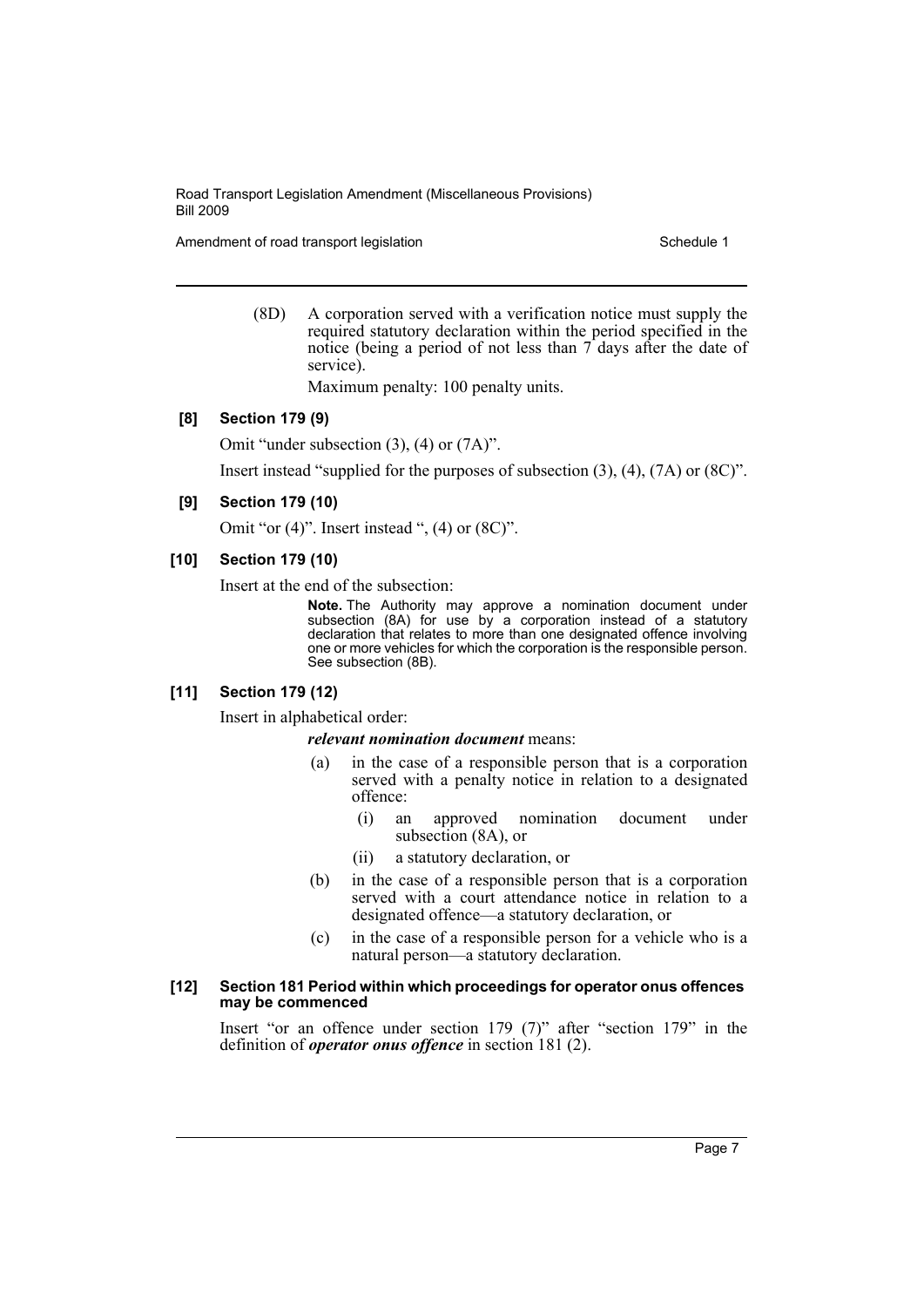(8D) A corporation served with a verification notice must supply the required statutory declaration within the period specified in the notice (being a period of not less than 7 days after the date of service).

Maximum penalty: 100 penalty units.

**[8] Section 179 (9)**

Omit "under subsection (3), (4) or (7A)".

Insert instead "supplied for the purposes of subsection (3), (4), (7A) or (8C)".

**[9] Section 179 (10)**

Omit "or (4)". Insert instead ", (4) or (8C)".

**[10] Section 179 (10)**

Insert at the end of the subsection:

**Note.** The Authority may approve a nomination document under subsection (8A) for use by a corporation instead of a statutory declaration that relates to more than one designated offence involving one or more vehicles for which the corporation is the responsible person. See subsection (8B).

**[11] Section 179 (12)**

Insert in alphabetical order:

***relevant nomination document*** means:

(a) in the case of a responsible person that is a corporation served with a penalty notice in relation to a designated offence:

(i) an approved nomination document under subsection (8A), or

(ii) a statutory declaration, or

(b) in the case of a responsible person that is a corporation served with a court attendance notice in relation to a designated offence—a statutory declaration, or

(c) in the case of a responsible person for a vehicle who is a natural person—a statutory declaration.

**[12] Section 181 Period within which proceedings for operator onus offences may be commenced**

Insert "or an offence under section 179 (7)" after "section 179" in the definition of ***operator onus offence*** in section 181 (2).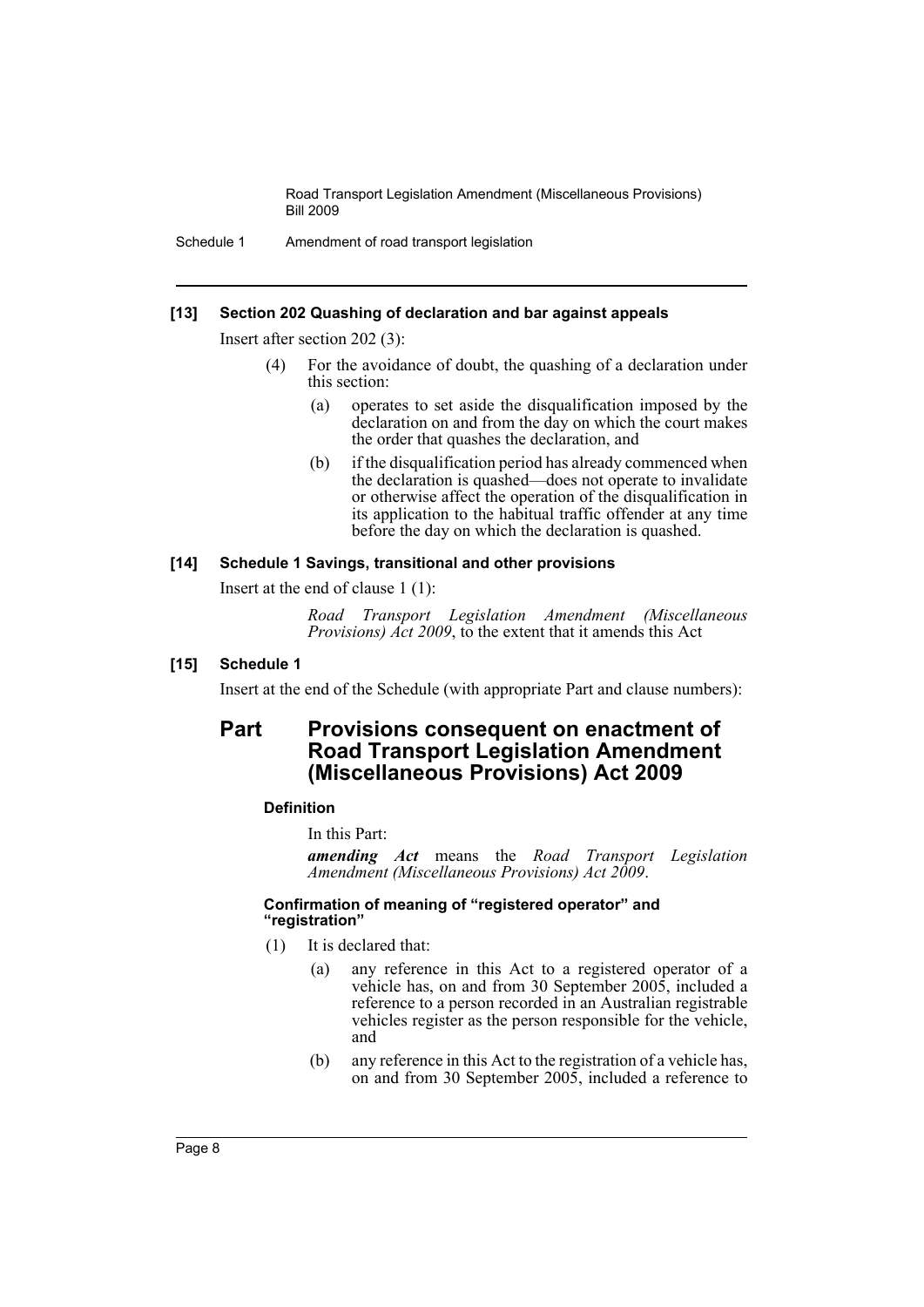**[13] Section 202 Quashing of declaration and bar against appeals**

Insert after section 202 (3):

(4) For the avoidance of doubt, the quashing of a declaration under this section:

(a) operates to set aside the disqualification imposed by the declaration on and from the day on which the court makes the order that quashes the declaration, and

(b) if the disqualification period has already commenced when the declaration is quashed—does not operate to invalidate or otherwise affect the operation of the disqualification in its application to the habitual traffic offender at any time before the day on which the declaration is quashed.

**[14] Schedule 1 Savings, transitional and other provisions**

Insert at the end of clause 1 (1):

*Road Transport Legislation Amendment (Miscellaneous Provisions) Act 2009*, to the extent that it amends this Act

**[15] Schedule 1**

Insert at the end of the Schedule (with appropriate Part and clause numbers):

## Part Provisions consequent on enactment of Road Transport Legislation Amendment (Miscellaneous Provisions) Act 2009

**Definition**

In this Part:

***amending Act*** means the *Road Transport Legislation Amendment (Miscellaneous Provisions) Act 2009*.

**Confirmation of meaning of "registered operator" and "registration"**

(1) It is declared that:

(a) any reference in this Act to a registered operator of a vehicle has, on and from 30 September 2005, included a reference to a person recorded in an Australian registrable vehicles register as the person responsible for the vehicle, and

(b) any reference in this Act to the registration of a vehicle has, on and from 30 September 2005, included a reference to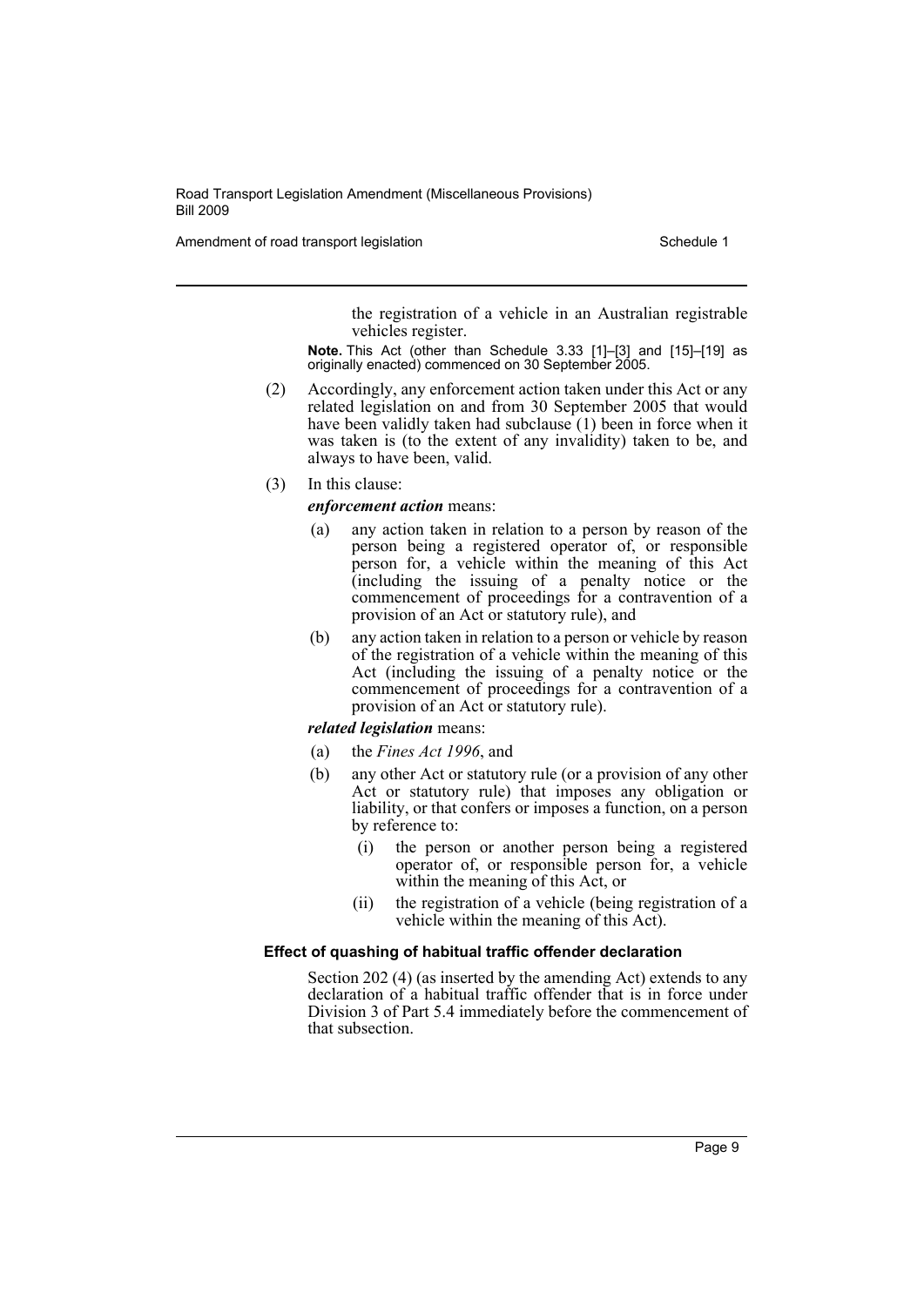the registration of a vehicle in an Australian registrable vehicles register.

**Note.** This Act (other than Schedule 3.33 [1]–[3] and [15]–[19] as originally enacted) commenced on 30 September 2005.

(2) Accordingly, any enforcement action taken under this Act or any related legislation on and from 30 September 2005 that would have been validly taken had subclause (1) been in force when it was taken is (to the extent of any invalidity) taken to be, and always to have been, valid.

(3) In this clause:

***enforcement action*** means:

- (a) any action taken in relation to a person by reason of the person being a registered operator of, or responsible person for, a vehicle within the meaning of this Act (including the issuing of a penalty notice or the commencement of proceedings for a contravention of a provision of an Act or statutory rule), and
- (b) any action taken in relation to a person or vehicle by reason of the registration of a vehicle within the meaning of this Act (including the issuing of a penalty notice or the commencement of proceedings for a contravention of a provision of an Act or statutory rule).

***related legislation*** means:

- (a) the *Fines Act 1996*, and
- (b) any other Act or statutory rule (or a provision of any other Act or statutory rule) that imposes any obligation or liability, or that confers or imposes a function, on a person by reference to:
  - (i) the person or another person being a registered operator of, or responsible person for, a vehicle within the meaning of this Act, or
  - (ii) the registration of a vehicle (being registration of a vehicle within the meaning of this Act).

#### Effect of quashing of habitual traffic offender declaration

Section 202 (4) (as inserted by the amending Act) extends to any declaration of a habitual traffic offender that is in force under Division 3 of Part 5.4 immediately before the commencement of that subsection.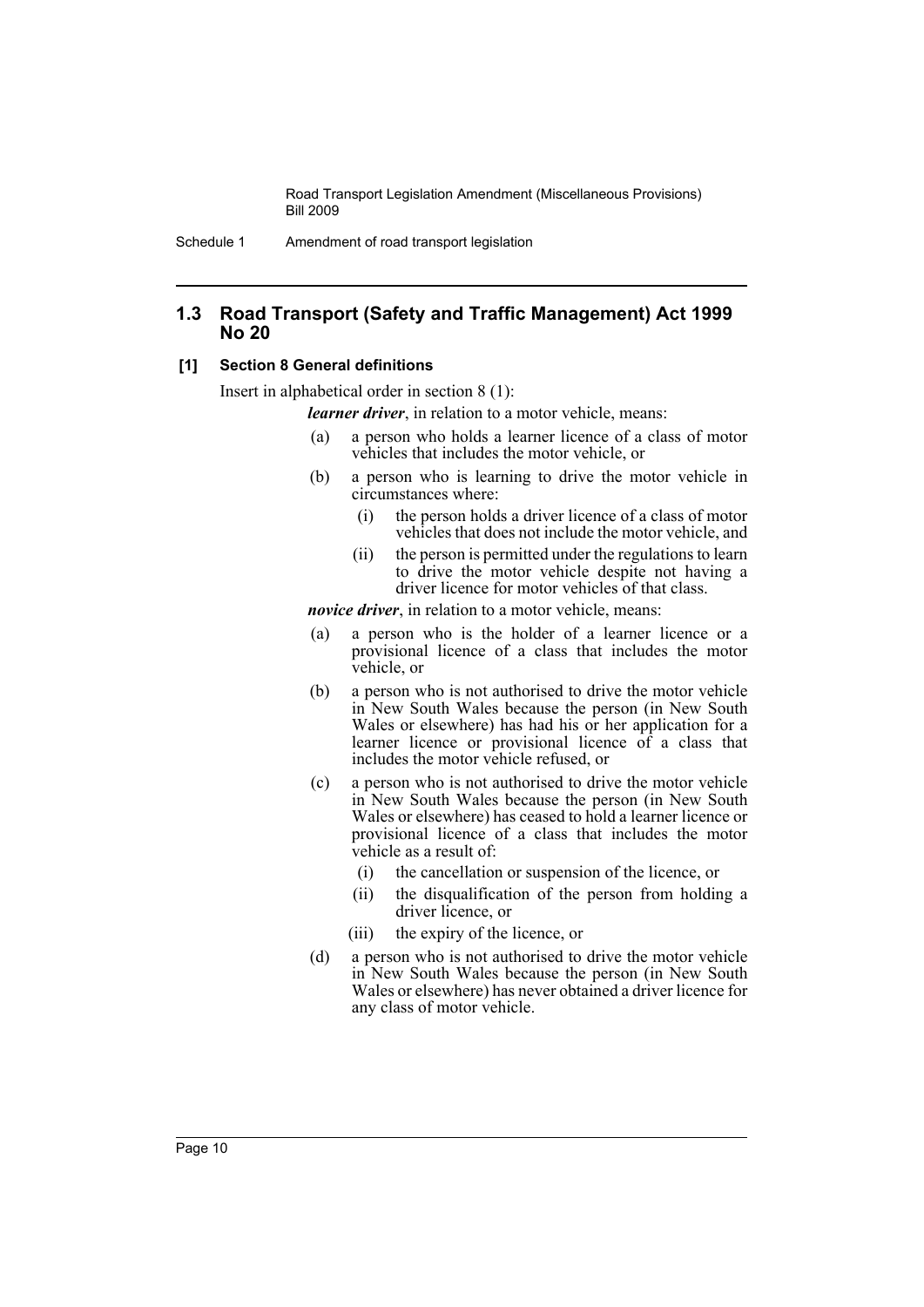## 1.3 Road Transport (Safety and Traffic Management) Act 1999 No 20

### [1] Section 8 General definitions

Insert in alphabetical order in section 8 (1):

***learner driver***, in relation to a motor vehicle, means:

- (a) a person who holds a learner licence of a class of motor vehicles that includes the motor vehicle, or
- (b) a person who is learning to drive the motor vehicle in circumstances where:
  - (i) the person holds a driver licence of a class of motor vehicles that does not include the motor vehicle, and
  - (ii) the person is permitted under the regulations to learn to drive the motor vehicle despite not having a driver licence for motor vehicles of that class.

***novice driver***, in relation to a motor vehicle, means:

- (a) a person who is the holder of a learner licence or a provisional licence of a class that includes the motor vehicle, or
- (b) a person who is not authorised to drive the motor vehicle in New South Wales because the person (in New South Wales or elsewhere) has had his or her application for a learner licence or provisional licence of a class that includes the motor vehicle refused, or
- (c) a person who is not authorised to drive the motor vehicle in New South Wales because the person (in New South Wales or elsewhere) has ceased to hold a learner licence or provisional licence of a class that includes the motor vehicle as a result of:
  - (i) the cancellation or suspension of the licence, or
  - (ii) the disqualification of the person from holding a driver licence, or
  - (iii) the expiry of the licence, or
- (d) a person who is not authorised to drive the motor vehicle in New South Wales because the person (in New South Wales or elsewhere) has never obtained a driver licence for any class of motor vehicle.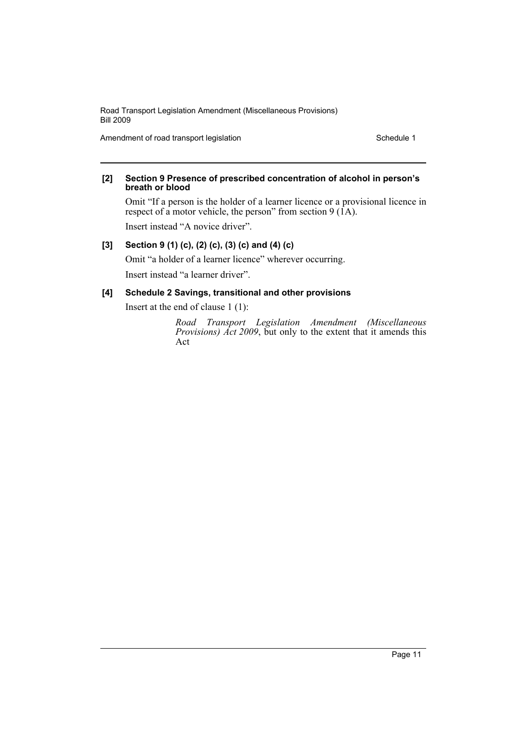**[2] Section 9 Presence of prescribed concentration of alcohol in person's breath or blood**

Omit "If a person is the holder of a learner licence or a provisional licence in respect of a motor vehicle, the person" from section 9 (1A).

Insert instead "A novice driver".

**[3] Section 9 (1) (c), (2) (c), (3) (c) and (4) (c)**

Omit "a holder of a learner licence" wherever occurring.

Insert instead "a learner driver".

**[4] Schedule 2 Savings, transitional and other provisions**

Insert at the end of clause 1 (1):

> *Road Transport Legislation Amendment (Miscellaneous Provisions) Act 2009*, but only to the extent that it amends this Act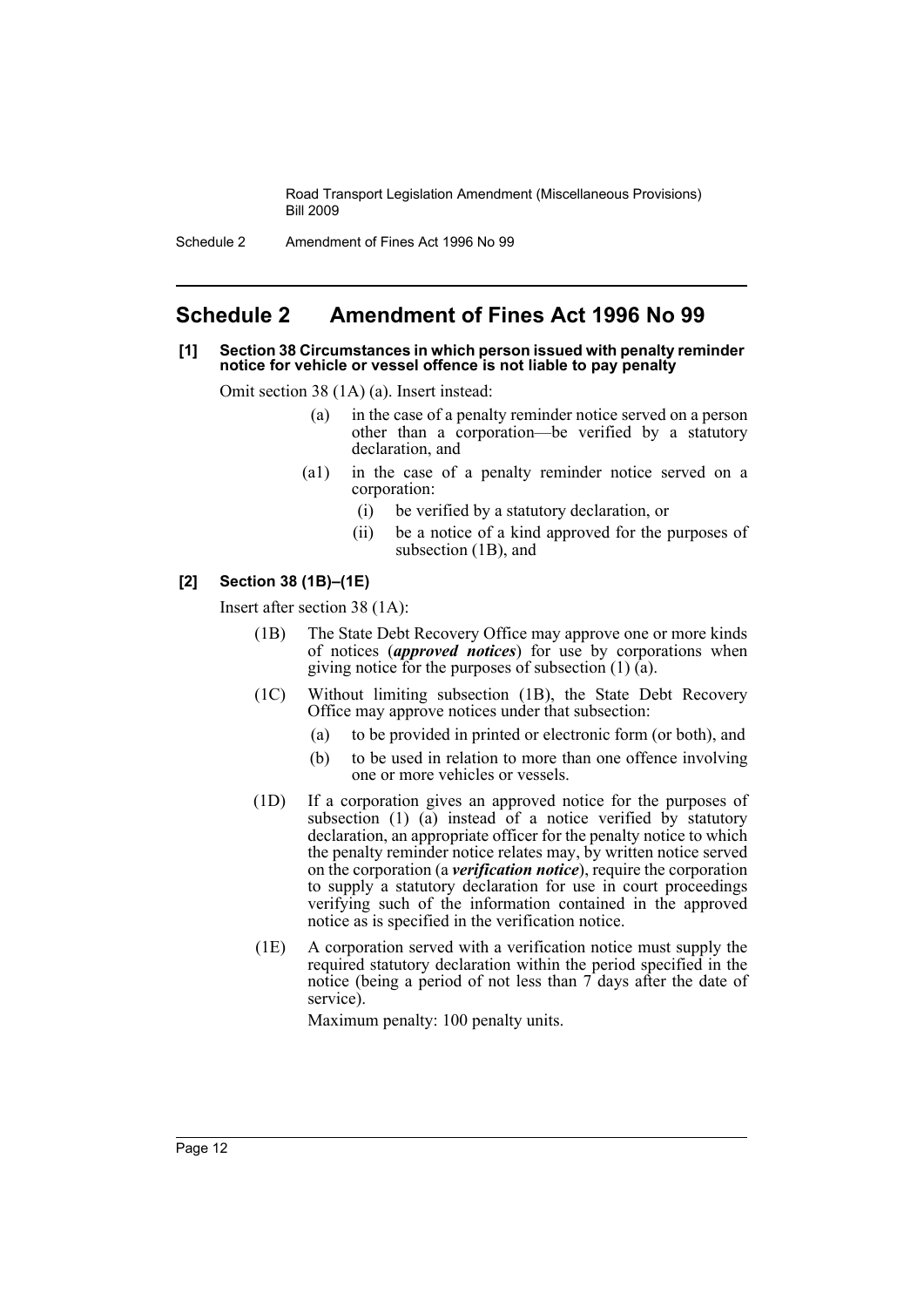## Schedule 2 Amendment of Fines Act 1996 No 99

**[1] Section 38 Circumstances in which person issued with penalty reminder notice for vehicle or vessel offence is not liable to pay penalty**

Omit section 38 (1A) (a). Insert instead:

- (a) in the case of a penalty reminder notice served on a person other than a corporation—be verified by a statutory declaration, and
- (a1) in the case of a penalty reminder notice served on a corporation:
  - (i) be verified by a statutory declaration, or
  - (ii) be a notice of a kind approved for the purposes of subsection (1B), and

**[2] Section 38 (1B)–(1E)**

Insert after section 38 (1A):

(1B) The State Debt Recovery Office may approve one or more kinds of notices (***approved notices***) for use by corporations when giving notice for the purposes of subsection (1) (a).

(1C) Without limiting subsection (1B), the State Debt Recovery Office may approve notices under that subsection:

- (a) to be provided in printed or electronic form (or both), and
- (b) to be used in relation to more than one offence involving one or more vehicles or vessels.

(1D) If a corporation gives an approved notice for the purposes of subsection (1) (a) instead of a notice verified by statutory declaration, an appropriate officer for the penalty notice to which the penalty reminder notice relates may, by written notice served on the corporation (a ***verification notice***), require the corporation to supply a statutory declaration for use in court proceedings verifying such of the information contained in the approved notice as is specified in the verification notice.

(1E) A corporation served with a verification notice must supply the required statutory declaration within the period specified in the notice (being a period of not less than 7 days after the date of service).

Maximum penalty: 100 penalty units.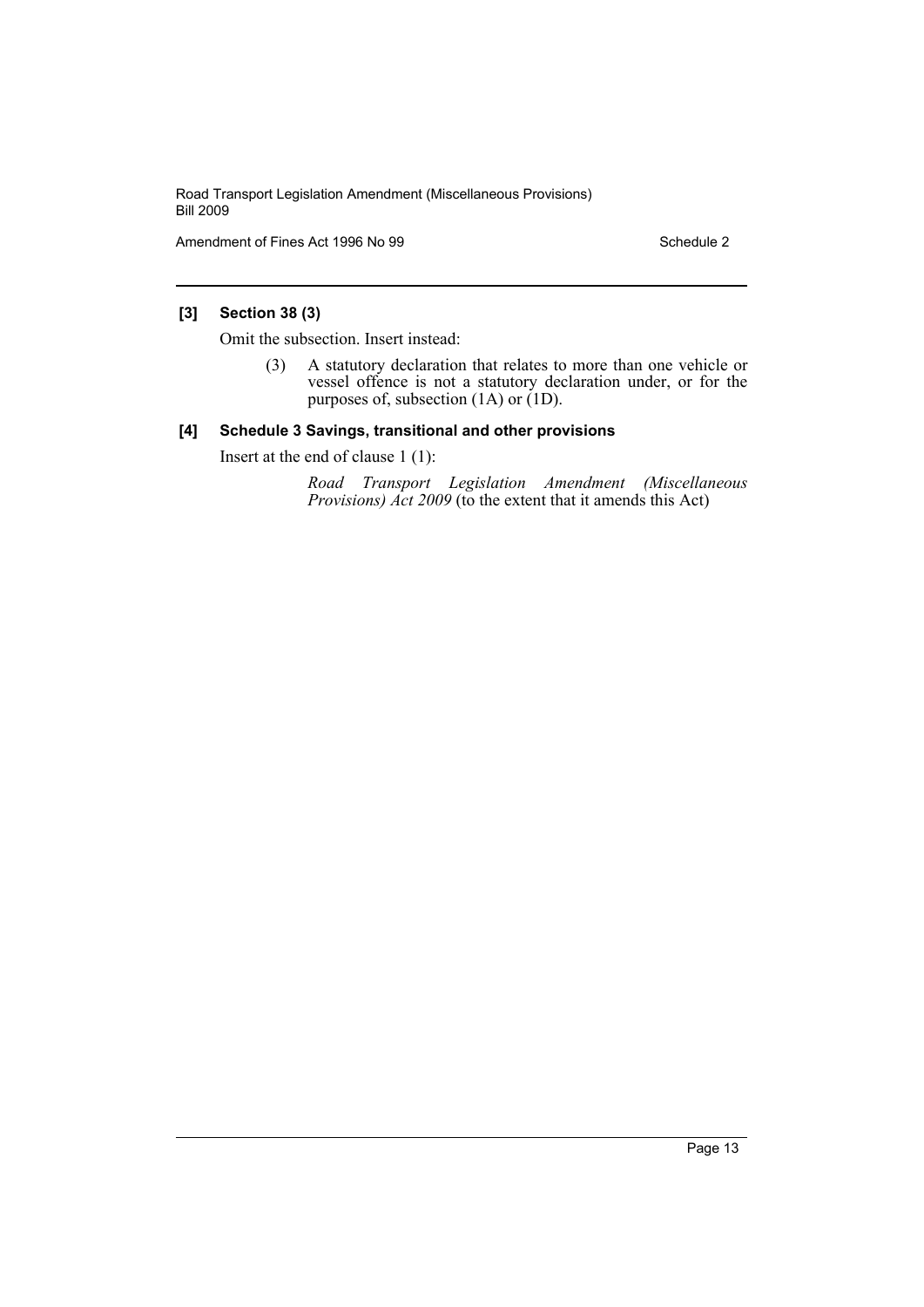**[3] Section 38 (3)**

Omit the subsection. Insert instead:

> (3) A statutory declaration that relates to more than one vehicle or vessel offence is not a statutory declaration under, or for the purposes of, subsection (1A) or (1D).

**[4] Schedule 3 Savings, transitional and other provisions**

Insert at the end of clause 1 (1):

> *Road Transport Legislation Amendment (Miscellaneous Provisions) Act 2009* (to the extent that it amends this Act)